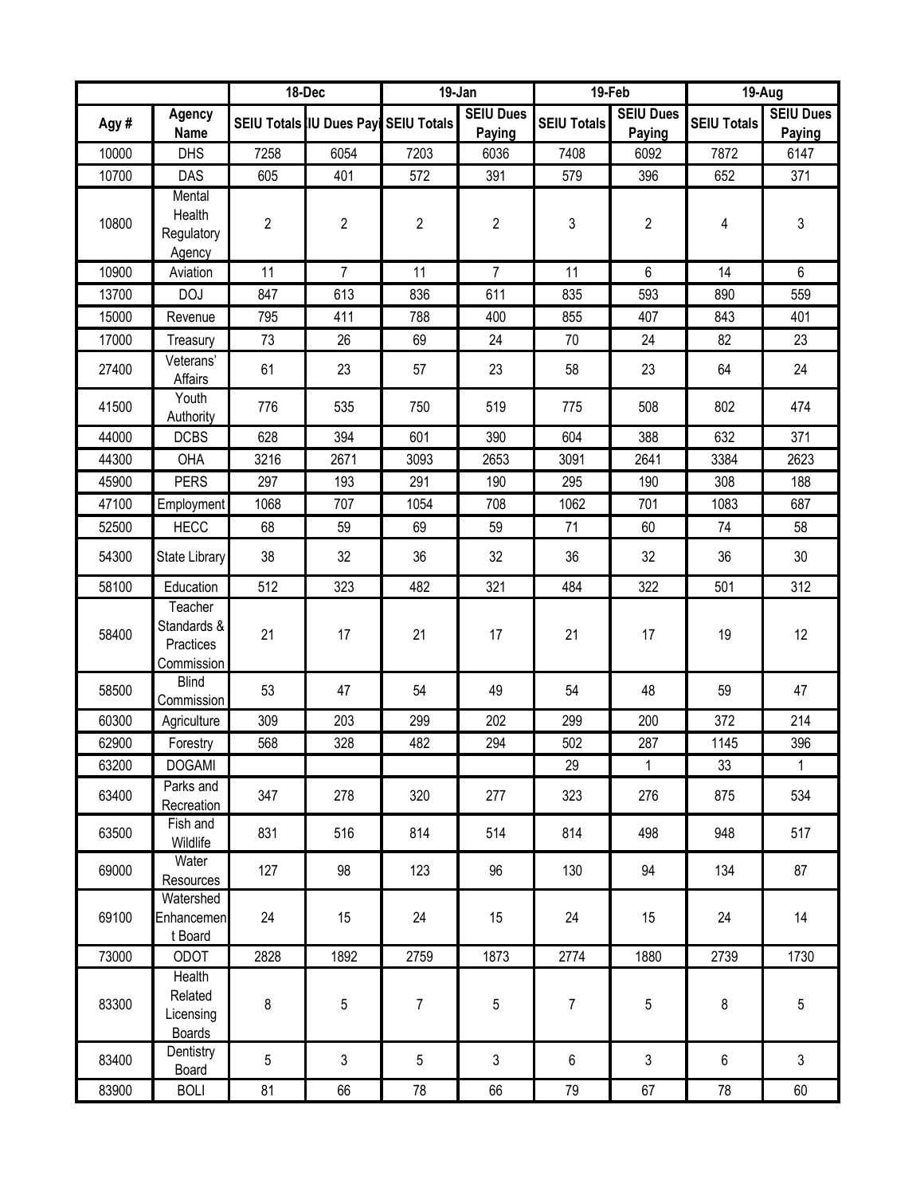| | | 18-Dec | | 19-Jan | | 19-Feb | | 19-Aug | |
|---|---|---|---|---|---|---|---|---|---|
| Agy # | Agency Name | SEIU Totals | IU Dues Payi | SEIU Totals | SEIU Dues Paying | SEIU Totals | SEIU Dues Paying | SEIU Totals | SEIU Dues Paying |
| 10000 | DHS | 7258 | 6054 | 7203 | 6036 | 7408 | 6092 | 7872 | 6147 |
| 10700 | DAS | 605 | 401 | 572 | 391 | 579 | 396 | 652 | 371 |
| 10800 | Mental Health Regulatory Agency | 2 | 2 | 2 | 2 | 3 | 2 | 4 | 3 |
| 10900 | Aviation | 11 | 7 | 11 | 7 | 11 | 6 | 14 | 6 |
| 13700 | DOJ | 847 | 613 | 836 | 611 | 835 | 593 | 890 | 559 |
| 15000 | Revenue | 795 | 411 | 788 | 400 | 855 | 407 | 843 | 401 |
| 17000 | Treasury | 73 | 26 | 69 | 24 | 70 | 24 | 82 | 23 |
| 27400 | Veterans' Affairs | 61 | 23 | 57 | 23 | 58 | 23 | 64 | 24 |
| 41500 | Youth Authority | 776 | 535 | 750 | 519 | 775 | 508 | 802 | 474 |
| 44000 | DCBS | 628 | 394 | 601 | 390 | 604 | 388 | 632 | 371 |
| 44300 | OHA | 3216 | 2671 | 3093 | 2653 | 3091 | 2641 | 3384 | 2623 |
| 45900 | PERS | 297 | 193 | 291 | 190 | 295 | 190 | 308 | 188 |
| 47100 | Employment | 1068 | 707 | 1054 | 708 | 1062 | 701 | 1083 | 687 |
| 52500 | HECC | 68 | 59 | 69 | 59 | 71 | 60 | 74 | 58 |
| 54300 | State Library | 38 | 32 | 36 | 32 | 36 | 32 | 36 | 30 |
| 58100 | Education | 512 | 323 | 482 | 321 | 484 | 322 | 501 | 312 |
| 58400 | Teacher Standards & Practices Commission | 21 | 17 | 21 | 17 | 21 | 17 | 19 | 12 |
| 58500 | Blind Commission | 53 | 47 | 54 | 49 | 54 | 48 | 59 | 47 |
| 60300 | Agriculture | 309 | 203 | 299 | 202 | 299 | 200 | 372 | 214 |
| 62900 | Forestry | 568 | 328 | 482 | 294 | 502 | 287 | 1145 | 396 |
| 63200 | DOGAMI | | | | | 29 | 1 | 33 | 1 |
| 63400 | Parks and Recreation | 347 | 278 | 320 | 277 | 323 | 276 | 875 | 534 |
| 63500 | Fish and Wildlife | 831 | 516 | 814 | 514 | 814 | 498 | 948 | 517 |
| 69000 | Water Resources | 127 | 98 | 123 | 96 | 130 | 94 | 134 | 87 |
| 69100 | Watershed Enhancement Board | 24 | 15 | 24 | 15 | 24 | 15 | 24 | 14 |
| 73000 | ODOT | 2828 | 1892 | 2759 | 1873 | 2774 | 1880 | 2739 | 1730 |
| 83300 | Health Related Licensing Boards | 8 | 5 | 7 | 5 | 7 | 5 | 8 | 5 |
| 83400 | Dentistry Board | 5 | 3 | 5 | 3 | 6 | 3 | 6 | 3 |
| 83900 | BOLI | 81 | 66 | 78 | 66 | 79 | 67 | 78 | 60 |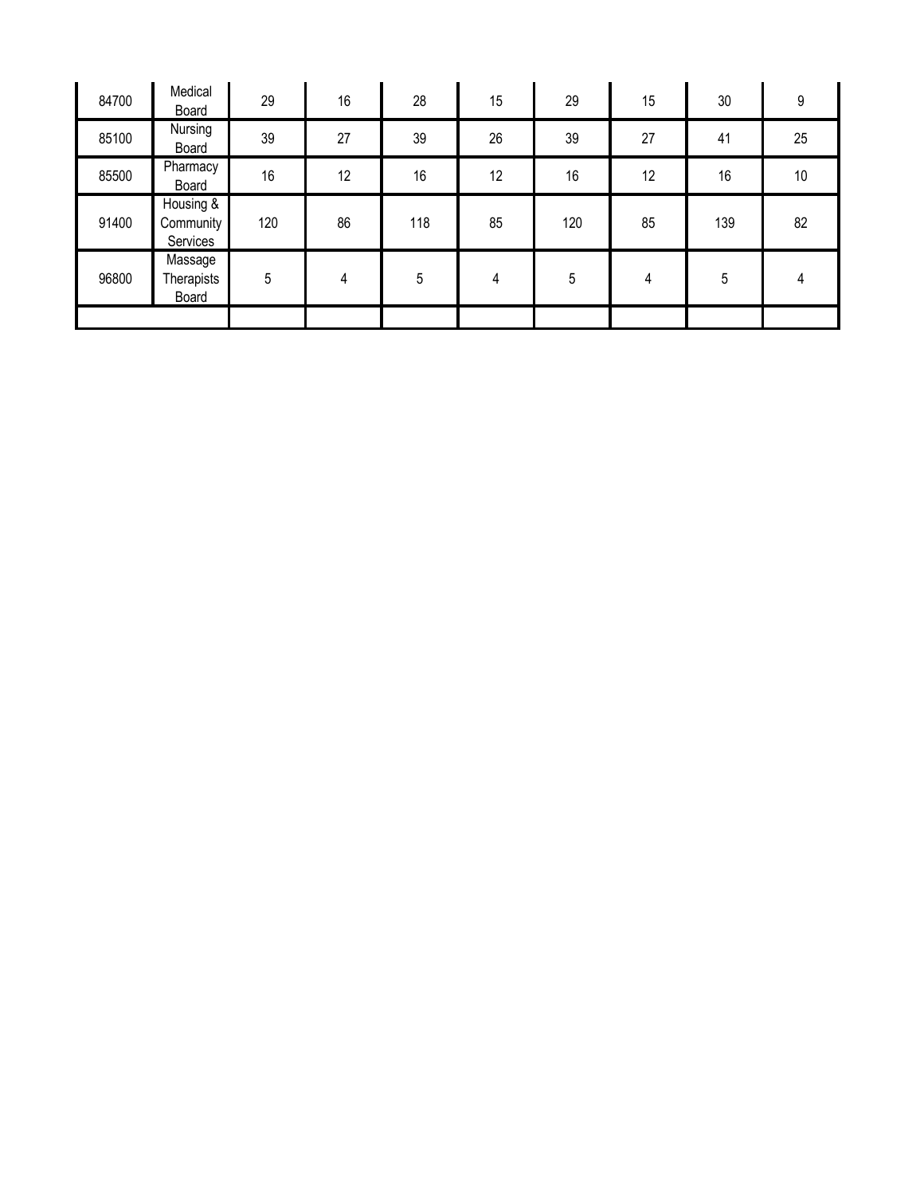| | | | | | | | | | |
|---|---|---|---|---|---|---|---|---|---|
| 84700 | Medical Board | 29 | 16 | 28 | 15 | 29 | 15 | 30 | 9 |
| 85100 | Nursing Board | 39 | 27 | 39 | 26 | 39 | 27 | 41 | 25 |
| 85500 | Pharmacy Board | 16 | 12 | 16 | 12 | 16 | 12 | 16 | 10 |
| 91400 | Housing & Community Services | 120 | 86 | 118 | 85 | 120 | 85 | 139 | 82 |
| 96800 | Massage Therapists Board | 5 | 4 | 5 | 4 | 5 | 4 | 5 | 4 |
| | | | | | | | | | |